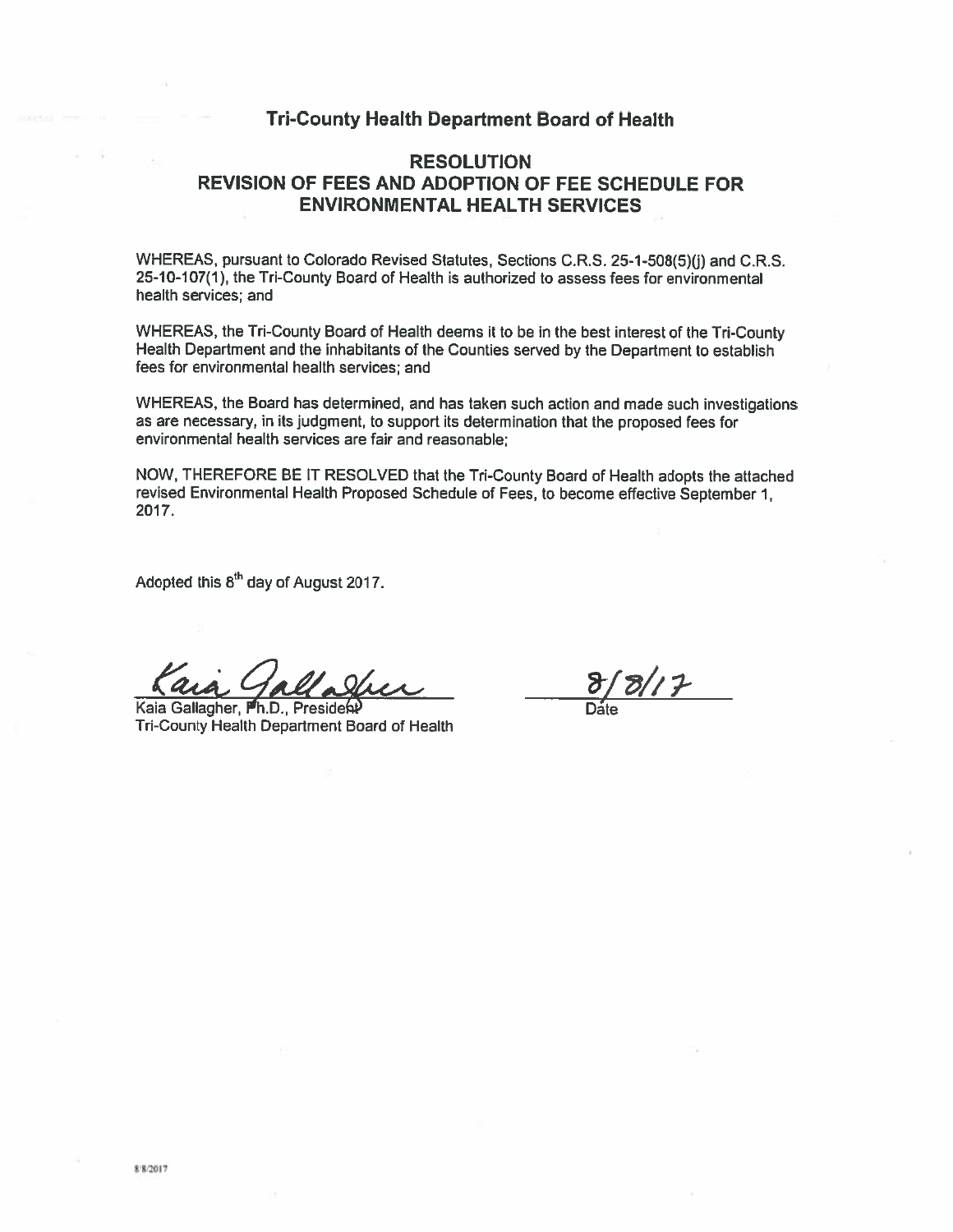# Tri-County Health Department Board of Health

## RESOLUTION
## REVISION OF FEES AND ADOPTION OF FEE SCHEDULE FOR ENVIRONMENTAL HEALTH SERVICES

WHEREAS, pursuant to Colorado Revised Statutes, Sections C.R.S. 25-1-508(5)(j) and C.R.S. 25-10-107(1), the Tri-County Board of Health is authorized to assess fees for environmental health services; and

WHEREAS, the Tri-County Board of Health deems it to be in the best interest of the Tri-County Health Department and the inhabitants of the Counties served by the Department to establish fees for environmental health services; and

WHEREAS, the Board has determined, and has taken such action and made such investigations as are necessary, in its judgment, to support its determination that the proposed fees for environmental health services are fair and reasonable;

NOW, THEREFORE BE IT RESOLVED that the Tri-County Board of Health adopts the attached revised Environmental Health Proposed Schedule of Fees, to become effective September 1, 2017.

Adopted this 8th day of August 2017.

Kaia Gallagher
Kaia Gallagher, Ph.D., President
Tri-County Health Department Board of Health

8/8/17
Date

8/8/2017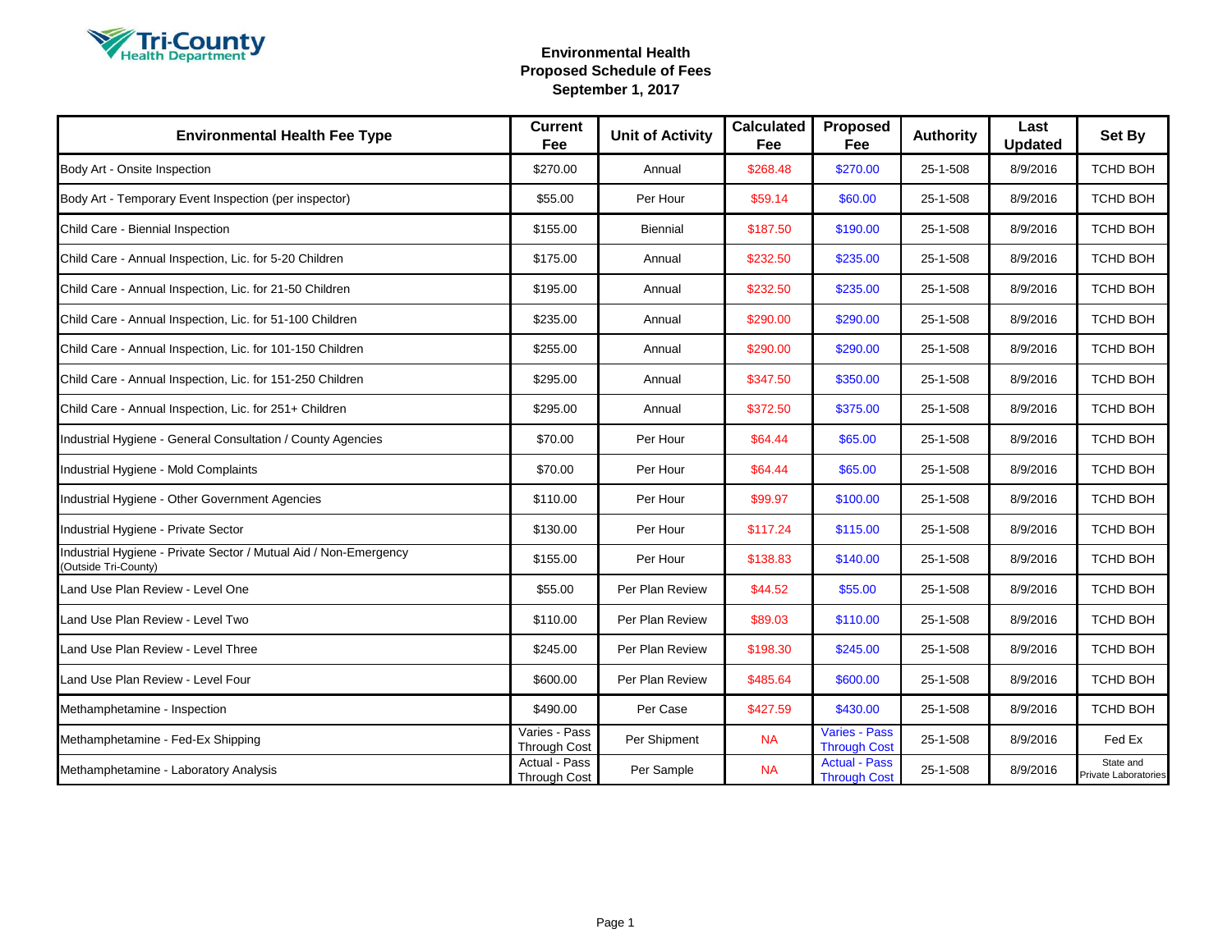**Tri-County Health Department**

## Environmental Health
## Proposed Schedule of Fees
## September 1, 2017

| Environmental Health Fee Type | Current Fee | Unit of Activity | Calculated Fee | Proposed Fee | Authority | Last Updated | Set By |
|---|---|---|---|---|---|---|---|
| Body Art - Onsite Inspection | $270.00 | Annual | $268.48 | $270.00 | 25-1-508 | 8/9/2016 | TCHD BOH |
| Body Art - Temporary Event Inspection (per inspector) | $55.00 | Per Hour | $59.14 | $60.00 | 25-1-508 | 8/9/2016 | TCHD BOH |
| Child Care - Biennial Inspection | $155.00 | Biennial | $187.50 | $190.00 | 25-1-508 | 8/9/2016 | TCHD BOH |
| Child Care - Annual Inspection, Lic. for 5-20 Children | $175.00 | Annual | $232.50 | $235.00 | 25-1-508 | 8/9/2016 | TCHD BOH |
| Child Care - Annual Inspection, Lic. for 21-50 Children | $195.00 | Annual | $232.50 | $235.00 | 25-1-508 | 8/9/2016 | TCHD BOH |
| Child Care - Annual Inspection, Lic. for 51-100 Children | $235.00 | Annual | $290.00 | $290.00 | 25-1-508 | 8/9/2016 | TCHD BOH |
| Child Care - Annual Inspection, Lic. for 101-150 Children | $255.00 | Annual | $290.00 | $290.00 | 25-1-508 | 8/9/2016 | TCHD BOH |
| Child Care - Annual Inspection, Lic. for 151-250 Children | $295.00 | Annual | $347.50 | $350.00 | 25-1-508 | 8/9/2016 | TCHD BOH |
| Child Care - Annual Inspection, Lic. for 251+ Children | $295.00 | Annual | $372.50 | $375.00 | 25-1-508 | 8/9/2016 | TCHD BOH |
| Industrial Hygiene - General Consultation / County Agencies | $70.00 | Per Hour | $64.44 | $65.00 | 25-1-508 | 8/9/2016 | TCHD BOH |
| Industrial Hygiene - Mold Complaints | $70.00 | Per Hour | $64.44 | $65.00 | 25-1-508 | 8/9/2016 | TCHD BOH |
| Industrial Hygiene - Other Government Agencies | $110.00 | Per Hour | $99.97 | $100.00 | 25-1-508 | 8/9/2016 | TCHD BOH |
| Industrial Hygiene - Private Sector | $130.00 | Per Hour | $117.24 | $115.00 | 25-1-508 | 8/9/2016 | TCHD BOH |
| Industrial Hygiene - Private Sector / Mutual Aid / Non-Emergency (Outside Tri-County) | $155.00 | Per Hour | $138.83 | $140.00 | 25-1-508 | 8/9/2016 | TCHD BOH |
| Land Use Plan Review - Level One | $55.00 | Per Plan Review | $44.52 | $55.00 | 25-1-508 | 8/9/2016 | TCHD BOH |
| Land Use Plan Review - Level Two | $110.00 | Per Plan Review | $89.03 | $110.00 | 25-1-508 | 8/9/2016 | TCHD BOH |
| Land Use Plan Review - Level Three | $245.00 | Per Plan Review | $198.30 | $245.00 | 25-1-508 | 8/9/2016 | TCHD BOH |
| Land Use Plan Review - Level Four | $600.00 | Per Plan Review | $485.64 | $600.00 | 25-1-508 | 8/9/2016 | TCHD BOH |
| Methamphetamine - Inspection | $490.00 | Per Case | $427.59 | $430.00 | 25-1-508 | 8/9/2016 | TCHD BOH |
| Methamphetamine - Fed-Ex Shipping | Varies - Pass Through Cost | Per Shipment | NA | Varies - Pass Through Cost | 25-1-508 | 8/9/2016 | Fed Ex |
| Methamphetamine - Laboratory Analysis | Actual - Pass Through Cost | Per Sample | NA | Actual - Pass Through Cost | 25-1-508 | 8/9/2016 | State and Private Laboratories |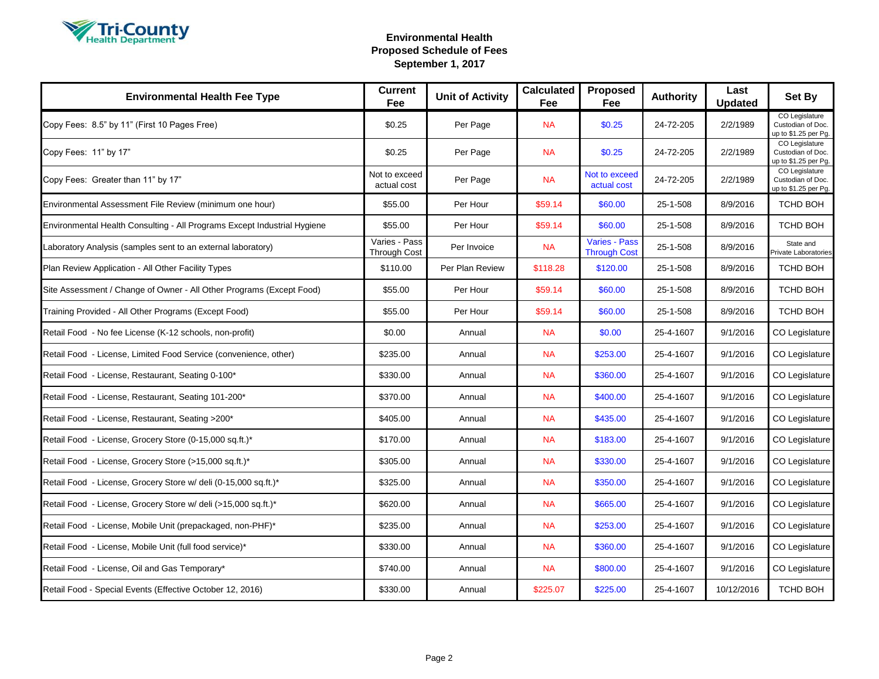Tri-County Health Department

# Environmental Health
## Proposed Schedule of Fees
## September 1, 2017

| Environmental Health Fee Type | Current Fee | Unit of Activity | Calculated Fee | Proposed Fee | Authority | Last Updated | Set By |
|---|---|---|---|---|---|---|---|
| Copy Fees: 8.5" by 11" (First 10 Pages Free) | $0.25 | Per Page | NA | $0.25 | 24-72-205 | 2/2/1989 | CO Legislature Custodian of Doc. up to $1.25 per Pg. |
| Copy Fees: 11" by 17" | $0.25 | Per Page | NA | $0.25 | 24-72-205 | 2/2/1989 | CO Legislature Custodian of Doc. up to $1.25 per Pg. |
| Copy Fees: Greater than 11" by 17" | Not to exceed actual cost | Per Page | NA | Not to exceed actual cost | 24-72-205 | 2/2/1989 | CO Legislature Custodian of Doc. up to $1.25 per Pg. |
| Environmental Assessment File Review (minimum one hour) | $55.00 | Per Hour | $59.14 | $60.00 | 25-1-508 | 8/9/2016 | TCHD BOH |
| Environmental Health Consulting - All Programs Except Industrial Hygiene | $55.00 | Per Hour | $59.14 | $60.00 | 25-1-508 | 8/9/2016 | TCHD BOH |
| Laboratory Analysis (samples sent to an external laboratory) | Varies - Pass Through Cost | Per Invoice | NA | Varies - Pass Through Cost | 25-1-508 | 8/9/2016 | State and Private Laboratories |
| Plan Review Application - All Other Facility Types | $110.00 | Per Plan Review | $118.28 | $120.00 | 25-1-508 | 8/9/2016 | TCHD BOH |
| Site Assessment / Change of Owner - All Other Programs (Except Food) | $55.00 | Per Hour | $59.14 | $60.00 | 25-1-508 | 8/9/2016 | TCHD BOH |
| Training Provided - All Other Programs (Except Food) | $55.00 | Per Hour | $59.14 | $60.00 | 25-1-508 | 8/9/2016 | TCHD BOH |
| Retail Food - No fee License (K-12 schools, non-profit) | $0.00 | Annual | NA | $0.00 | 25-4-1607 | 9/1/2016 | CO Legislature |
| Retail Food - License, Limited Food Service (convenience, other) | $235.00 | Annual | NA | $253.00 | 25-4-1607 | 9/1/2016 | CO Legislature |
| Retail Food - License, Restaurant, Seating 0-100* | $330.00 | Annual | NA | $360.00 | 25-4-1607 | 9/1/2016 | CO Legislature |
| Retail Food - License, Restaurant, Seating 101-200* | $370.00 | Annual | NA | $400.00 | 25-4-1607 | 9/1/2016 | CO Legislature |
| Retail Food - License, Restaurant, Seating >200* | $405.00 | Annual | NA | $435.00 | 25-4-1607 | 9/1/2016 | CO Legislature |
| Retail Food - License, Grocery Store (0-15,000 sq.ft.)* | $170.00 | Annual | NA | $183.00 | 25-4-1607 | 9/1/2016 | CO Legislature |
| Retail Food - License, Grocery Store (>15,000 sq.ft.)* | $305.00 | Annual | NA | $330.00 | 25-4-1607 | 9/1/2016 | CO Legislature |
| Retail Food - License, Grocery Store w/ deli (0-15,000 sq.ft.)* | $325.00 | Annual | NA | $350.00 | 25-4-1607 | 9/1/2016 | CO Legislature |
| Retail Food - License, Grocery Store w/ deli (>15,000 sq.ft.)* | $620.00 | Annual | NA | $665.00 | 25-4-1607 | 9/1/2016 | CO Legislature |
| Retail Food - License, Mobile Unit (prepackaged, non-PHF)* | $235.00 | Annual | NA | $253.00 | 25-4-1607 | 9/1/2016 | CO Legislature |
| Retail Food - License, Mobile Unit (full food service)* | $330.00 | Annual | NA | $360.00 | 25-4-1607 | 9/1/2016 | CO Legislature |
| Retail Food - License, Oil and Gas Temporary* | $740.00 | Annual | NA | $800.00 | 25-4-1607 | 9/1/2016 | CO Legislature |
| Retail Food - Special Events (Effective October 12, 2016) | $330.00 | Annual | $225.07 | $225.00 | 25-4-1607 | 10/12/2016 | TCHD BOH |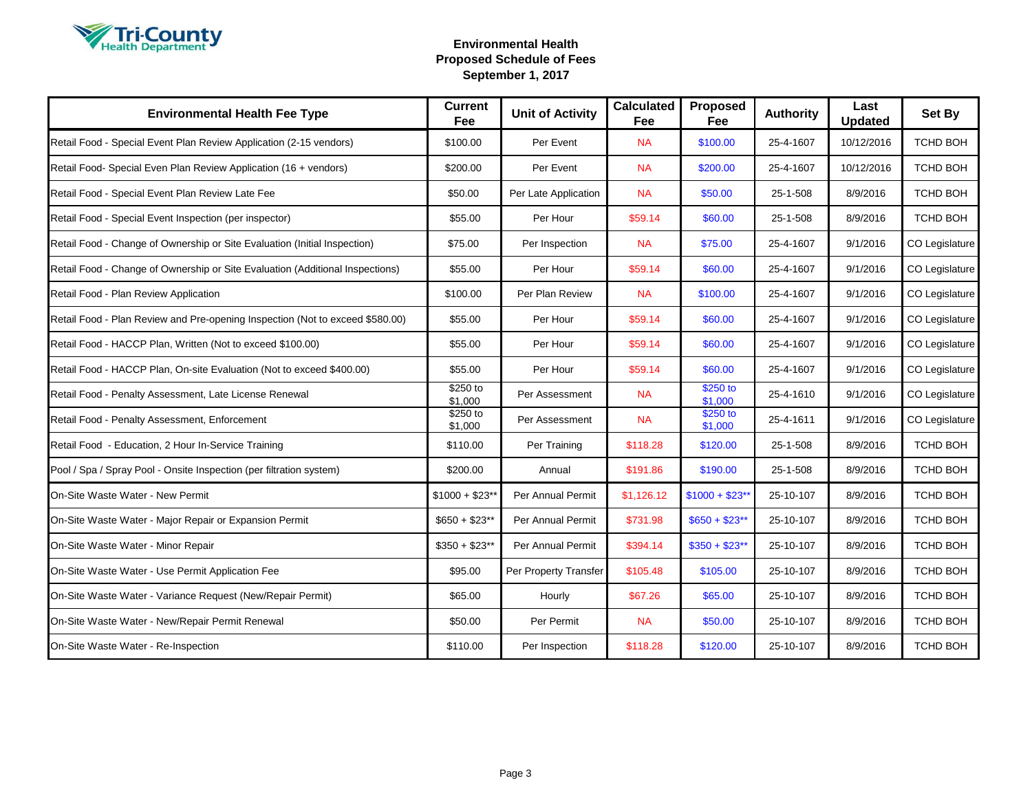Tri-County Health Department

## Environmental Health
## Proposed Schedule of Fees
## September 1, 2017

| Environmental Health Fee Type | Current Fee | Unit of Activity | Calculated Fee | Proposed Fee | Authority | Last Updated | Set By |
|---|---|---|---|---|---|---|---|
| Retail Food - Special Event Plan Review Application (2-15 vendors) | $100.00 | Per Event | NA | $100.00 | 25-4-1607 | 10/12/2016 | TCHD BOH |
| Retail Food- Special Even Plan Review Application (16 + vendors) | $200.00 | Per Event | NA | $200.00 | 25-4-1607 | 10/12/2016 | TCHD BOH |
| Retail Food - Special Event Plan Review Late Fee | $50.00 | Per Late Application | NA | $50.00 | 25-1-508 | 8/9/2016 | TCHD BOH |
| Retail Food - Special Event Inspection (per inspector) | $55.00 | Per Hour | $59.14 | $60.00 | 25-1-508 | 8/9/2016 | TCHD BOH |
| Retail Food - Change of Ownership or Site Evaluation (Initial Inspection) | $75.00 | Per Inspection | NA | $75.00 | 25-4-1607 | 9/1/2016 | CO Legislature |
| Retail Food - Change of Ownership or Site Evaluation (Additional Inspections) | $55.00 | Per Hour | $59.14 | $60.00 | 25-4-1607 | 9/1/2016 | CO Legislature |
| Retail Food - Plan Review Application | $100.00 | Per Plan Review | NA | $100.00 | 25-4-1607 | 9/1/2016 | CO Legislature |
| Retail Food - Plan Review and Pre-opening Inspection (Not to exceed $580.00) | $55.00 | Per Hour | $59.14 | $60.00 | 25-4-1607 | 9/1/2016 | CO Legislature |
| Retail Food - HACCP Plan, Written (Not to exceed $100.00) | $55.00 | Per Hour | $59.14 | $60.00 | 25-4-1607 | 9/1/2016 | CO Legislature |
| Retail Food - HACCP Plan, On-site Evaluation (Not to exceed $400.00) | $55.00 | Per Hour | $59.14 | $60.00 | 25-4-1607 | 9/1/2016 | CO Legislature |
| Retail Food - Penalty Assessment, Late License Renewal | $250 to $1,000 | Per Assessment | NA | $250 to $1,000 | 25-4-1610 | 9/1/2016 | CO Legislature |
| Retail Food - Penalty Assessment, Enforcement | $250 to $1,000 | Per Assessment | NA | $250 to $1,000 | 25-4-1611 | 9/1/2016 | CO Legislature |
| Retail Food - Education, 2 Hour In-Service Training | $110.00 | Per Training | $118.28 | $120.00 | 25-1-508 | 8/9/2016 | TCHD BOH |
| Pool / Spa / Spray Pool - Onsite Inspection (per filtration system) | $200.00 | Annual | $191.86 | $190.00 | 25-1-508 | 8/9/2016 | TCHD BOH |
| On-Site Waste Water - New Permit | $1000 + $23** | Per Annual Permit | $1,126.12 | $1000 + $23** | 25-10-107 | 8/9/2016 | TCHD BOH |
| On-Site Waste Water - Major Repair or Expansion Permit | $650 + $23** | Per Annual Permit | $731.98 | $650 + $23** | 25-10-107 | 8/9/2016 | TCHD BOH |
| On-Site Waste Water - Minor Repair | $350 + $23** | Per Annual Permit | $394.14 | $350 + $23** | 25-10-107 | 8/9/2016 | TCHD BOH |
| On-Site Waste Water - Use Permit Application Fee | $95.00 | Per Property Transfer | $105.48 | $105.00 | 25-10-107 | 8/9/2016 | TCHD BOH |
| On-Site Waste Water - Variance Request (New/Repair Permit) | $65.00 | Hourly | $67.26 | $65.00 | 25-10-107 | 8/9/2016 | TCHD BOH |
| On-Site Waste Water - New/Repair Permit Renewal | $50.00 | Per Permit | NA | $50.00 | 25-10-107 | 8/9/2016 | TCHD BOH |
| On-Site Waste Water - Re-Inspection | $110.00 | Per Inspection | $118.28 | $120.00 | 25-10-107 | 8/9/2016 | TCHD BOH |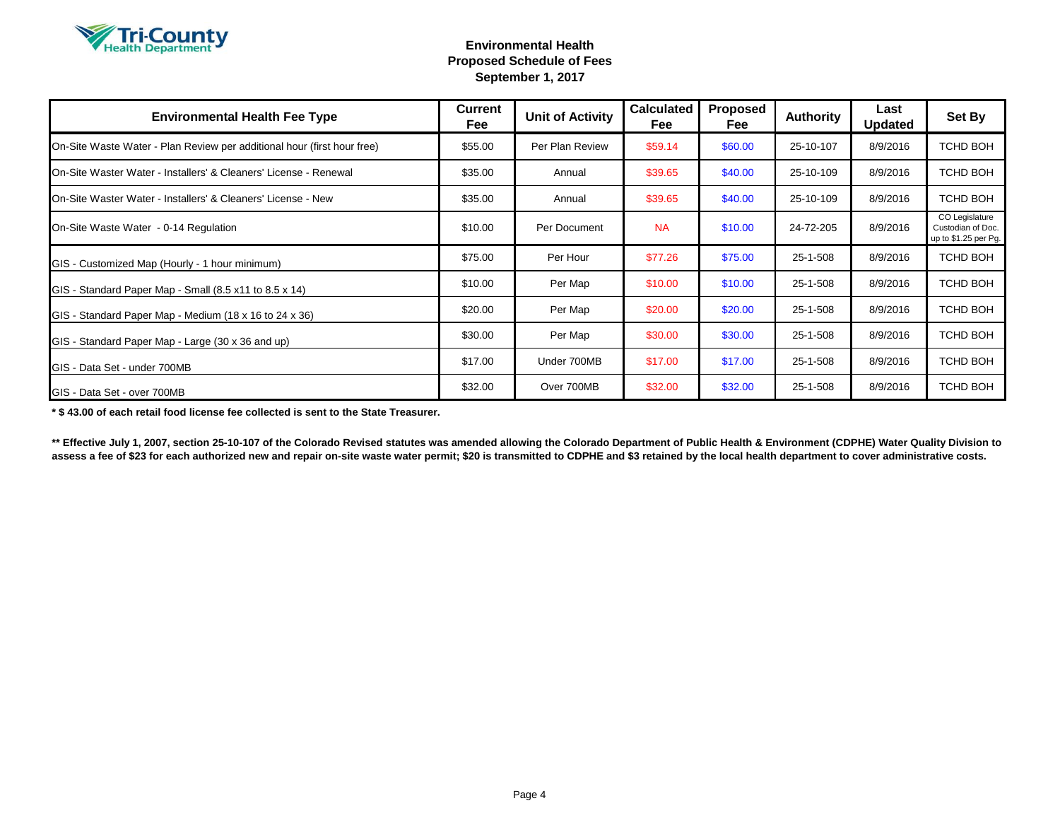**Environmental Health**
**Proposed Schedule of Fees**
**September 1, 2017**

| Environmental Health Fee Type | Current Fee | Unit of Activity | Calculated Fee | Proposed Fee | Authority | Last Updated | Set By |
|---|---|---|---|---|---|---|---|
| On-Site Waste Water - Plan Review per additional hour (first hour free) | $55.00 | Per Plan Review | $59.14 | $60.00 | 25-10-107 | 8/9/2016 | TCHD BOH |
| On-Site Waster Water - Installers' & Cleaners' License - Renewal | $35.00 | Annual | $39.65 | $40.00 | 25-10-109 | 8/9/2016 | TCHD BOH |
| On-Site Waster Water - Installers' & Cleaners' License - New | $35.00 | Annual | $39.65 | $40.00 | 25-10-109 | 8/9/2016 | TCHD BOH |
| On-Site Waste Water - 0-14 Regulation | $10.00 | Per Document | NA | $10.00 | 24-72-205 | 8/9/2016 | CO Legislature Custodian of Doc. up to $1.25 per Pg. |
| GIS - Customized Map (Hourly - 1 hour minimum) | $75.00 | Per Hour | $77.26 | $75.00 | 25-1-508 | 8/9/2016 | TCHD BOH |
| GIS - Standard Paper Map - Small (8.5 x11 to 8.5 x 14) | $10.00 | Per Map | $10.00 | $10.00 | 25-1-508 | 8/9/2016 | TCHD BOH |
| GIS - Standard Paper Map - Medium (18 x 16 to 24 x 36) | $20.00 | Per Map | $20.00 | $20.00 | 25-1-508 | 8/9/2016 | TCHD BOH |
| GIS - Standard Paper Map - Large (30 x 36 and up) | $30.00 | Per Map | $30.00 | $30.00 | 25-1-508 | 8/9/2016 | TCHD BOH |
| GIS - Data Set - under 700MB | $17.00 | Under 700MB | $17.00 | $17.00 | 25-1-508 | 8/9/2016 | TCHD BOH |
| GIS - Data Set - over 700MB | $32.00 | Over 700MB | $32.00 | $32.00 | 25-1-508 | 8/9/2016 | TCHD BOH |

**\* $ 43.00 of each retail food license fee collected is sent to the State Treasurer.**

**\*\* Effective July 1, 2007, section 25-10-107 of the Colorado Revised statutes was amended allowing the Colorado Department of Public Health & Environment (CDPHE) Water Quality Division to assess a fee of $23 for each authorized new and repair on-site waste water permit; $20 is transmitted to CDPHE and $3 retained by the local health department to cover administrative costs.**